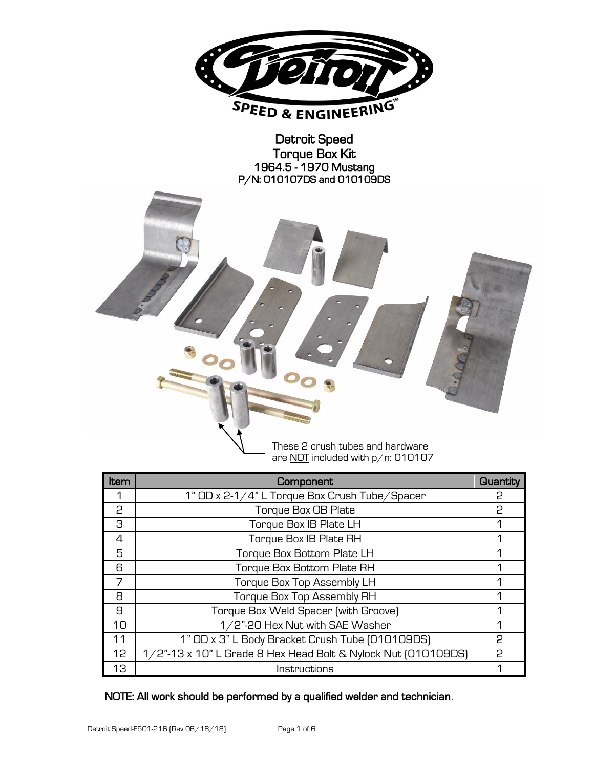# Detroit Speed
## Torque Box Kit
### 1964.5 - 1970 Mustang
### P/N: 010107DS and 010109DS

These 2 crush tubes and hardware are <u>NOT</u> included with p/n: 010107

| Item | Component | Quantity |
|---|---|---|
| 1 | 1" OD x 2-1/4" L Torque Box Crush Tube/Spacer | 2 |
| 2 | Torque Box OB Plate | 2 |
| 3 | Torque Box IB Plate LH | 1 |
| 4 | Torque Box IB Plate RH | 1 |
| 5 | Torque Box Bottom Plate LH | 1 |
| 6 | Torque Box Bottom Plate RH | 1 |
| 7 | Torque Box Top Assembly LH | 1 |
| 8 | Torque Box Top Assembly RH | 1 |
| 9 | Torque Box Weld Spacer (with Groove) | 1 |
| 10 | 1/2"-20 Hex Nut with SAE Washer | 1 |
| 11 | 1" OD x 3" L Body Bracket Crush Tube (010109DS) | 2 |
| 12 | 1/2"-13 x 10" L Grade 8 Hex Head Bolt & Nylock Nut (010109DS) | 2 |
| 13 | Instructions | 1 |

**NOTE: All work should be performed by a qualified welder and technician.**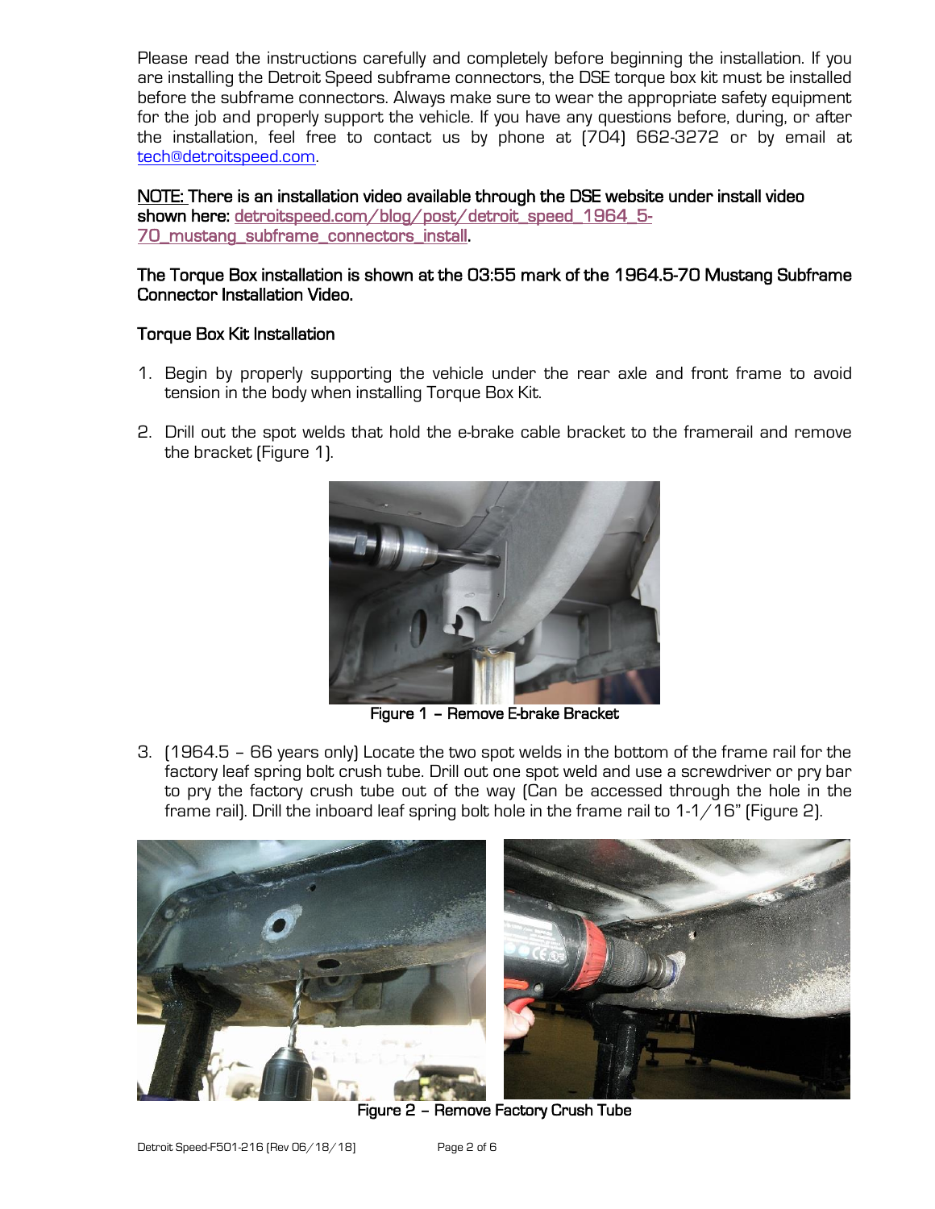Please read the instructions carefully and completely before beginning the installation. If you are installing the Detroit Speed subframe connectors, the DSE torque box kit must be installed before the subframe connectors. Always make sure to wear the appropriate safety equipment for the job and properly support the vehicle. If you have any questions before, during, or after the installation, feel free to contact us by phone at (704) 662-3272 or by email at tech@detroitspeed.com.

**NOTE: There is an installation video available through the DSE website under install video shown here: detroitspeed.com/blog/post/detroit_speed_1964_5-70_mustang_subframe_connectors_install.**

**The Torque Box installation is shown at the 03:55 mark of the 1964.5-70 Mustang Subframe Connector Installation Video.**

## Torque Box Kit Installation

1. Begin by properly supporting the vehicle under the rear axle and front frame to avoid tension in the body when installing Torque Box Kit.

2. Drill out the spot welds that hold the e-brake cable bracket to the framerail and remove the bracket (Figure 1).

**Figure 1 – Remove E-brake Bracket**

3. (1964.5 – 66 years only) Locate the two spot welds in the bottom of the frame rail for the factory leaf spring bolt crush tube. Drill out one spot weld and use a screwdriver or pry bar to pry the factory crush tube out of the way (Can be accessed through the hole in the frame rail). Drill the inboard leaf spring bolt hole in the frame rail to 1-1/16" (Figure 2).

**Figure 2 – Remove Factory Crush Tube**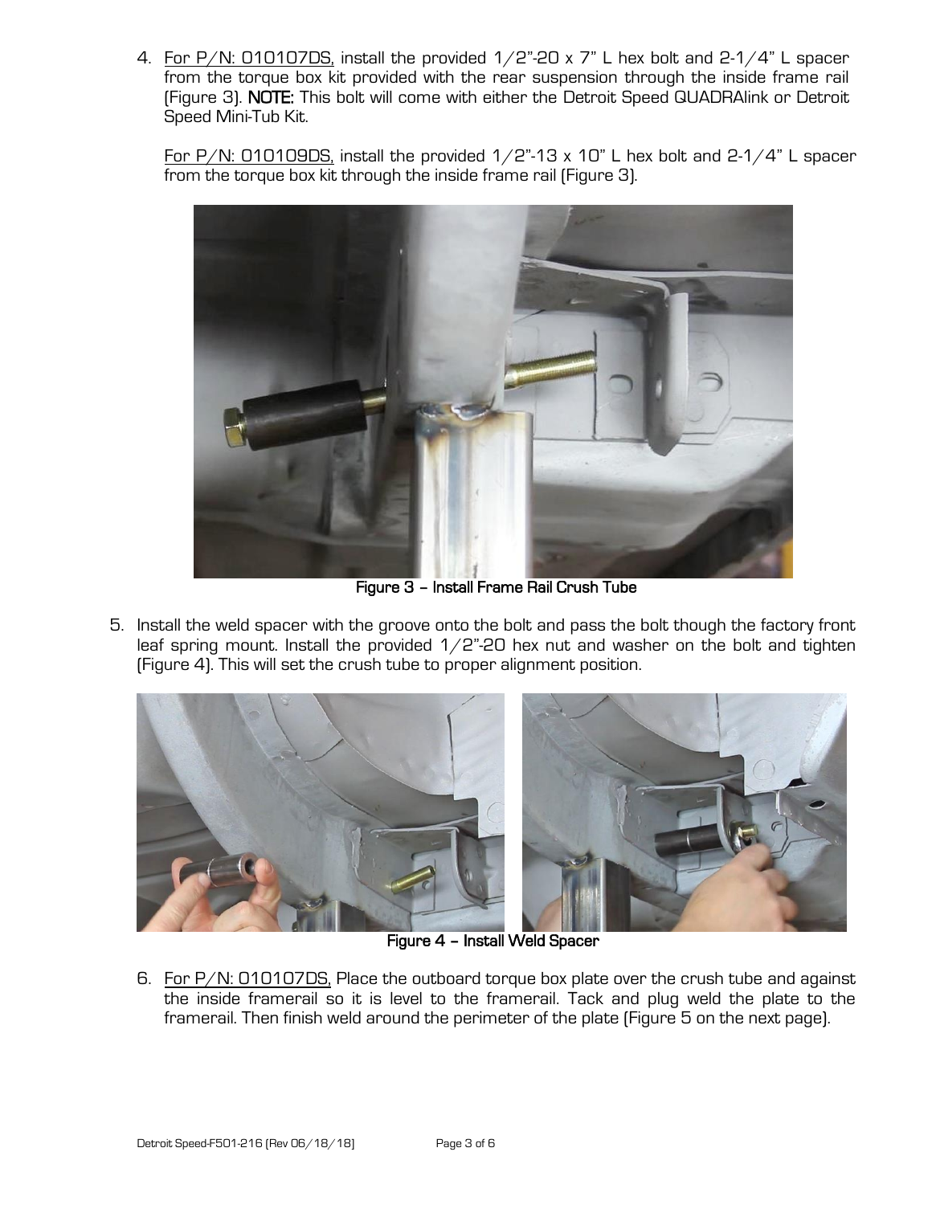4. For P/N: 010107DS, install the provided 1/2"-20 x 7" L hex bolt and 2-1/4" L spacer from the torque box kit provided with the rear suspension through the inside frame rail (Figure 3). **NOTE:** This bolt will come with either the Detroit Speed QUADRAlink or Detroit Speed Mini-Tub Kit.

   For P/N: 010109DS, install the provided 1/2"-13 x 10" L hex bolt and 2-1/4" L spacer from the torque box kit through the inside frame rail (Figure 3).

   **Figure 3 – Install Frame Rail Crush Tube**

5. Install the weld spacer with the groove onto the bolt and pass the bolt though the factory front leaf spring mount. Install the provided 1/2"-20 hex nut and washer on the bolt and tighten (Figure 4). This will set the crush tube to proper alignment position.

   **Figure 4 – Install Weld Spacer**

6. For P/N: 010107DS, Place the outboard torque box plate over the crush tube and against the inside framerail so it is level to the framerail. Tack and plug weld the plate to the framerail. Then finish weld around the perimeter of the plate (Figure 5 on the next page).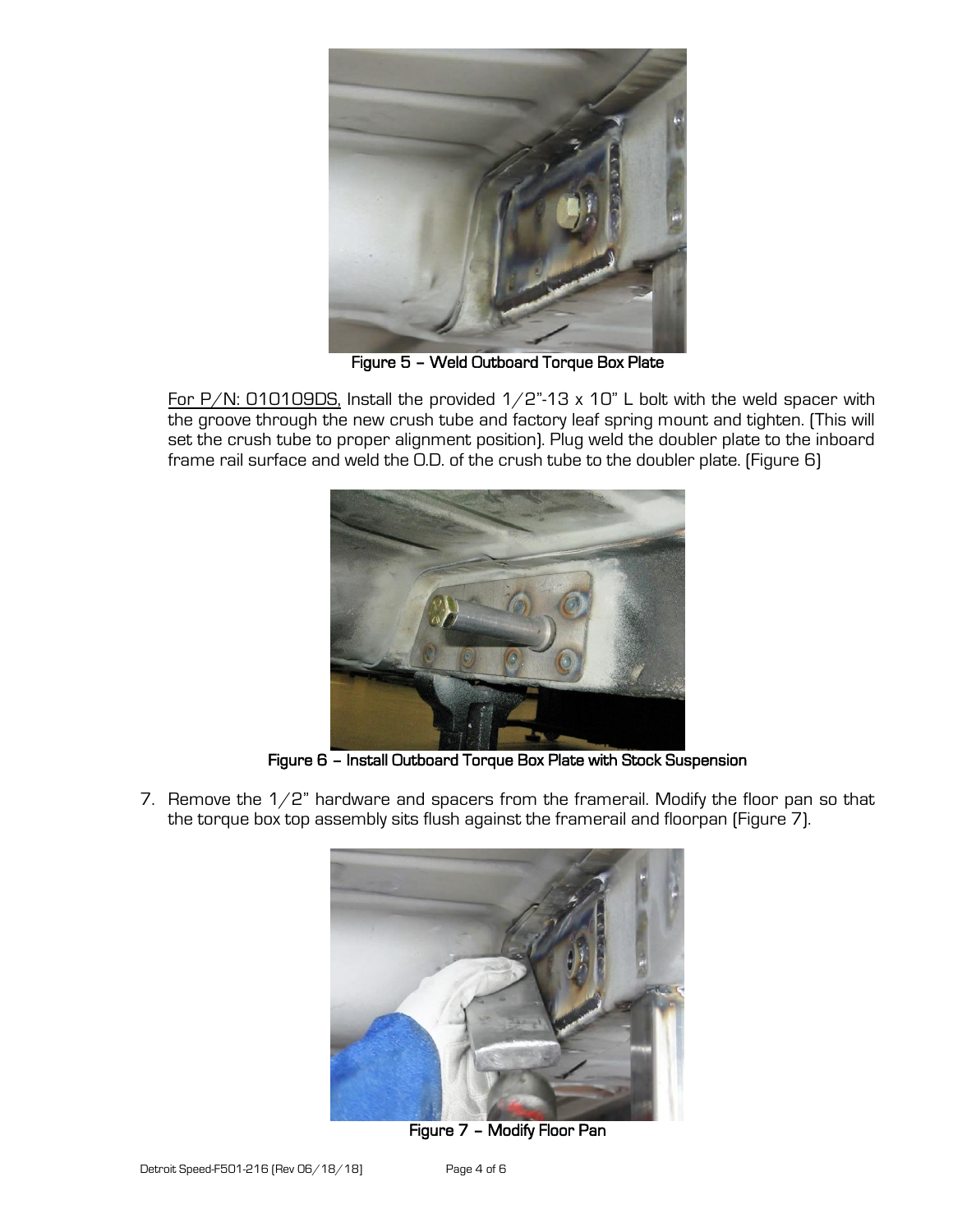**Figure 5 – Weld Outboard Torque Box Plate**

For P/N: 010109DS, Install the provided 1/2"-13 x 10" L bolt with the weld spacer with the groove through the new crush tube and factory leaf spring mount and tighten. (This will set the crush tube to proper alignment position). Plug weld the doubler plate to the inboard frame rail surface and weld the O.D. of the crush tube to the doubler plate. (Figure 6)

**Figure 6 – Install Outboard Torque Box Plate with Stock Suspension**

7. Remove the 1/2" hardware and spacers from the framerail. Modify the floor pan so that the torque box top assembly sits flush against the framerail and floorpan (Figure 7).

**Figure 7 – Modify Floor Pan**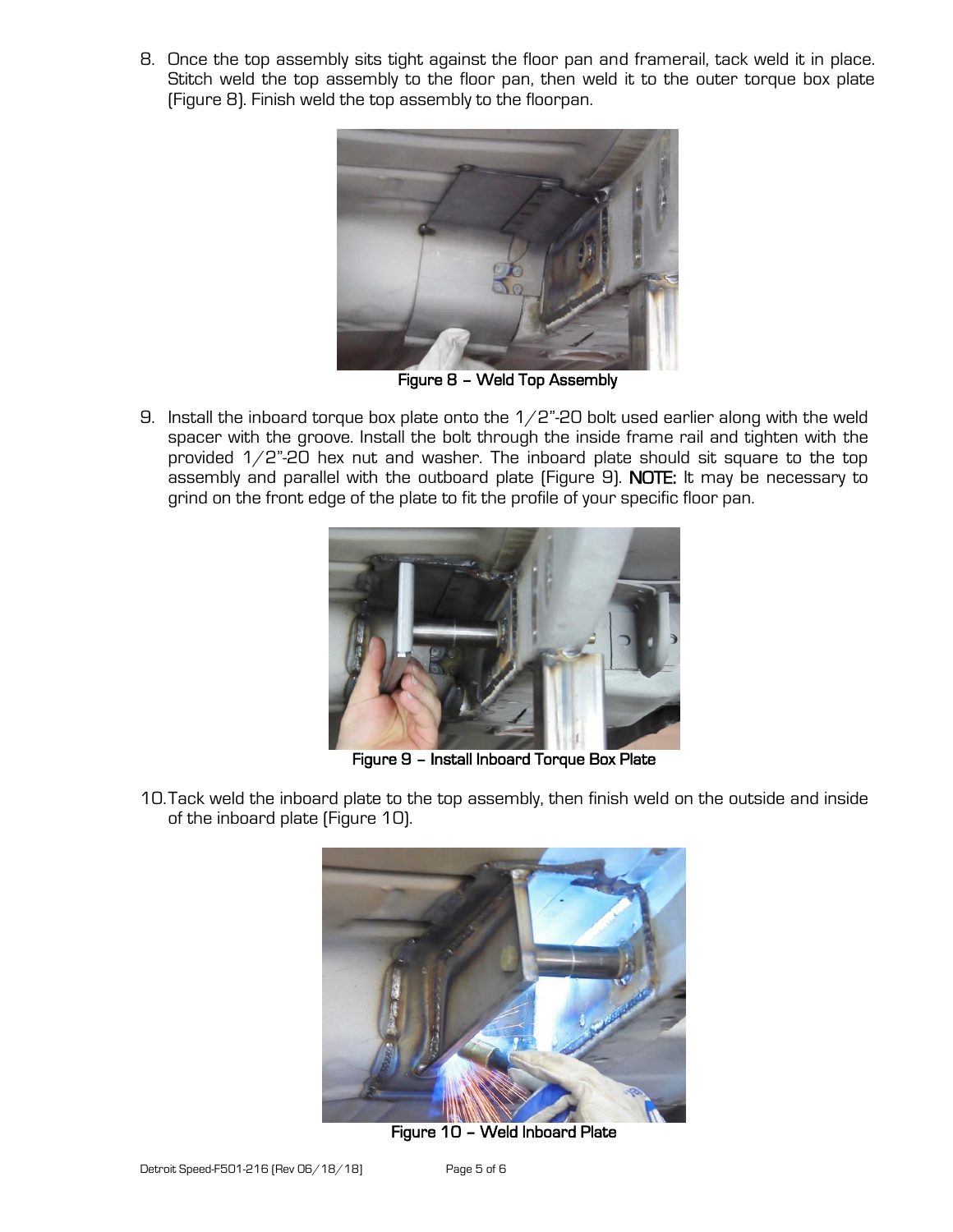8. Once the top assembly sits tight against the floor pan and framerail, tack weld it in place. Stitch weld the top assembly to the floor pan, then weld it to the outer torque box plate (Figure 8). Finish weld the top assembly to the floorpan.

**Figure 8 – Weld Top Assembly**

9. Install the inboard torque box plate onto the 1/2"-20 bolt used earlier along with the weld spacer with the groove. Install the bolt through the inside frame rail and tighten with the provided 1/2"-20 hex nut and washer. The inboard plate should sit square to the top assembly and parallel with the outboard plate (Figure 9). **NOTE:** It may be necessary to grind on the front edge of the plate to fit the profile of your specific floor pan.

**Figure 9 – Install Inboard Torque Box Plate**

10. Tack weld the inboard plate to the top assembly, then finish weld on the outside and inside of the inboard plate (Figure 10).

**Figure 10 – Weld Inboard Plate**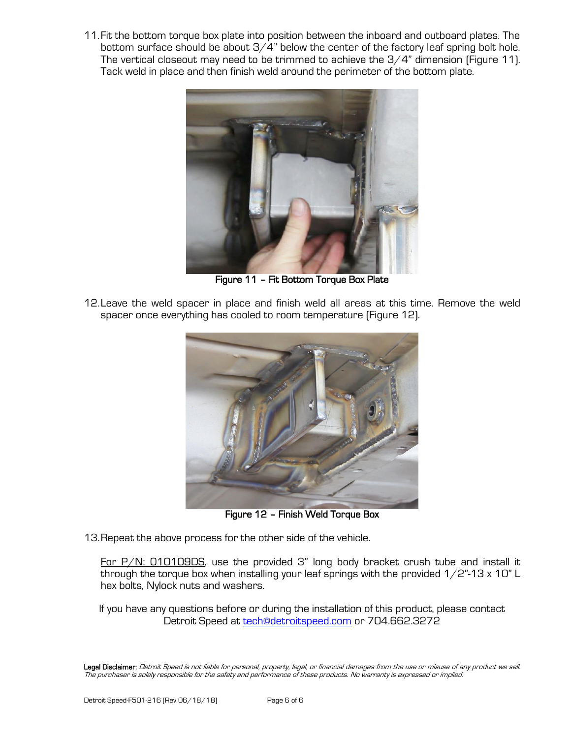11. Fit the bottom torque box plate into position between the inboard and outboard plates. The bottom surface should be about 3/4" below the center of the factory leaf spring bolt hole. The vertical closeout may need to be trimmed to achieve the 3/4" dimension (Figure 11). Tack weld in place and then finish weld around the perimeter of the bottom plate.

**Figure 11 – Fit Bottom Torque Box Plate**

12. Leave the weld spacer in place and finish weld all areas at this time. Remove the weld spacer once everything has cooled to room temperature (Figure 12).

**Figure 12 – Finish Weld Torque Box**

13. Repeat the above process for the other side of the vehicle.

    For P/N: 010109DS, use the provided 3" long body bracket crush tube and install it through the torque box when installing your leaf springs with the provided 1/2"-13 x 10" L hex bolts, Nylock nuts and washers.

If you have any questions before or during the installation of this product, please contact Detroit Speed at tech@detroitspeed.com or 704.662.3272

**Legal Disclaimer:** *Detroit Speed is not liable for personal, property, legal, or financial damages from the use or misuse of any product we sell. The purchaser is solely responsible for the safety and performance of these products. No warranty is expressed or implied.*

Detroit Speed-F501-216 (Rev 06/18/18)